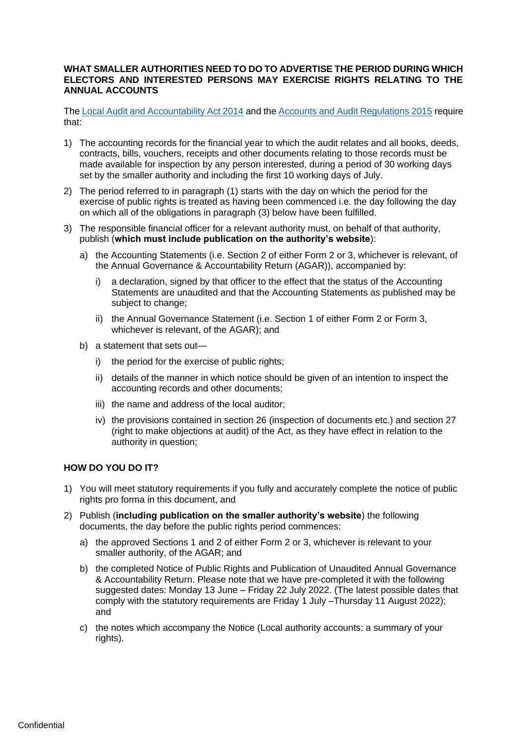**WHAT SMALLER AUTHORITIES NEED TO DO TO ADVERTISE THE PERIOD DURING WHICH ELECTORS AND INTERESTED PERSONS MAY EXERCISE RIGHTS RELATING TO THE ANNUAL ACCOUNTS**

The [Local Audit and Accountability Act 2014] and the [Accounts and Audit Regulations 2015] require that:

1) The accounting records for the financial year to which the audit relates and all books, deeds, contracts, bills, vouchers, receipts and other documents relating to those records must be made available for inspection by any person interested, during a period of 30 working days set by the smaller authority and including the first 10 working days of July.

2) The period referred to in paragraph (1) starts with the day on which the period for the exercise of public rights is treated as having been commenced i.e. the day following the day on which all of the obligations in paragraph (3) below have been fulfilled.

3) The responsible financial officer for a relevant authority must, on behalf of that authority, publish (**which must include publication on the authority's website**):

   a) the Accounting Statements (i.e. Section 2 of either Form 2 or 3, whichever is relevant, of the Annual Governance & Accountability Return (AGAR)), accompanied by:

      i) a declaration, signed by that officer to the effect that the status of the Accounting Statements are unaudited and that the Accounting Statements as published may be subject to change;

      ii) the Annual Governance Statement (i.e. Section 1 of either Form 2 or Form 3, whichever is relevant, of the AGAR); and

   b) a statement that sets out—

      i) the period for the exercise of public rights;

      ii) details of the manner in which notice should be given of an intention to inspect the accounting records and other documents;

      iii) the name and address of the local auditor;

      iv) the provisions contained in section 26 (inspection of documents etc.) and section 27 (right to make objections at audit) of the Act, as they have effect in relation to the authority in question;

**HOW DO YOU DO IT?**

1) You will meet statutory requirements if you fully and accurately complete the notice of public rights pro forma in this document, and

2) Publish (**including publication on the smaller authority's website**) the following documents, the day before the public rights period commences:

   a) the approved Sections 1 and 2 of either Form 2 or 3, whichever is relevant to your smaller authority, of the AGAR; and

   b) the completed Notice of Public Rights and Publication of Unaudited Annual Governance & Accountability Return. Please note that we have pre-completed it with the following suggested dates: Monday 13 June – Friday 22 July 2022. (The latest possible dates that comply with the statutory requirements are Friday 1 July –Thursday 11 August 2022); and

   c) the notes which accompany the Notice (Local authority accounts: a summary of your rights).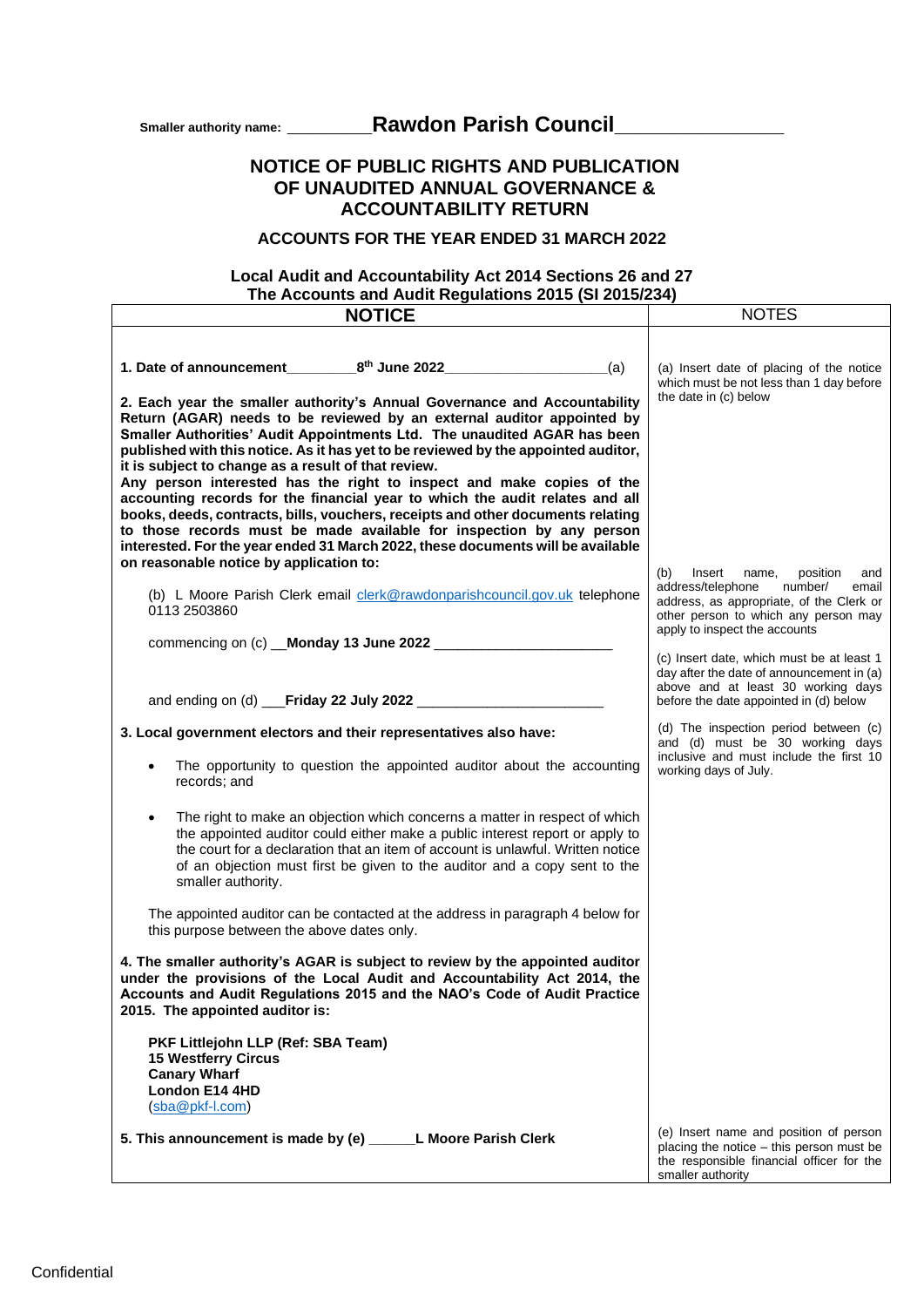**Smaller authority name:** __________**Rawdon Parish Council**__________________

# NOTICE OF PUBLIC RIGHTS AND PUBLICATION OF UNAUDITED ANNUAL GOVERNANCE & ACCOUNTABILITY RETURN

## ACCOUNTS FOR THE YEAR ENDED 31 MARCH 2022

**Local Audit and Accountability Act 2014 Sections 26 and 27**
**The Accounts and Audit Regulations 2015 (SI 2015/234)**

| NOTICE | NOTES |
|---|---|
| **1. Date of announcement**_________**8th June 2022**_____________________(a) | (a) Insert date of placing of the notice which must be not less than 1 day before the date in (c) below |
| **2. Each year the smaller authority's Annual Governance and Accountability Return (AGAR) needs to be reviewed by an external auditor appointed by Smaller Authorities' Audit Appointments Ltd. The unaudited AGAR has been published with this notice. As it has yet to be reviewed by the appointed auditor, it is subject to change as a result of that review.** <br> **Any person interested has the right to inspect and make copies of the accounting records for the financial year to which the audit relates and all books, deeds, contracts, bills, vouchers, receipts and other documents relating to those records must be made available for inspection by any person interested. For the year ended 31 March 2022, these documents will be available on reasonable notice by application to:** | |
| (b) L Moore Parish Clerk email clerk@rawdonparishcouncil.gov.uk telephone 0113 2503860 | (b) Insert name, position and address/telephone number/ email address, as appropriate, of the Clerk or other person to which any person may apply to inspect the accounts |
| commencing on (c) __**Monday 13 June 2022** _______________________ | (c) Insert date, which must be at least 1 day after the date of announcement in (a) above and at least 30 working days before the date appointed in (d) below |
| and ending on (d) ___**Friday 22 July 2022** _______________________ | (d) The inspection period between (c) and (d) must be 30 working days inclusive and must include the first 10 working days of July. |
| **3. Local government electors and their representatives also have:** <br> • The opportunity to question the appointed auditor about the accounting records; and <br> • The right to make an objection which concerns a matter in respect of which the appointed auditor could either make a public interest report or apply to the court for a declaration that an item of account is unlawful. Written notice of an objection must first be given to the auditor and a copy sent to the smaller authority. <br> The appointed auditor can be contacted at the address in paragraph 4 below for this purpose between the above dates only. | |
| **4. The smaller authority's AGAR is subject to review by the appointed auditor under the provisions of the Local Audit and Accountability Act 2014, the Accounts and Audit Regulations 2015 and the NAO's Code of Audit Practice 2015. The appointed auditor is:** <br> **PKF Littlejohn LLP (Ref: SBA Team)** <br> **15 Westferry Circus** <br> **Canary Wharf** <br> **London E14 4HD** <br> (sba@pkf-l.com) | |
| **5. This announcement is made by (e)** ______**L Moore Parish Clerk** | (e) Insert name and position of person placing the notice – this person must be the responsible financial officer for the smaller authority |

Confidential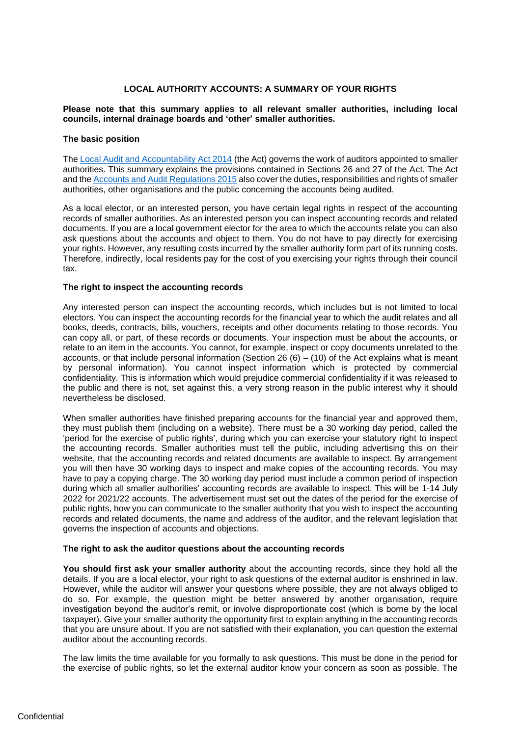## LOCAL AUTHORITY ACCOUNTS: A SUMMARY OF YOUR RIGHTS

**Please note that this summary applies to all relevant smaller authorities, including local councils, internal drainage boards and 'other' smaller authorities.**

### The basic position

The [Local Audit and Accountability Act 2014](#) (the Act) governs the work of auditors appointed to smaller authorities. This summary explains the provisions contained in Sections 26 and 27 of the Act. The Act and the [Accounts and Audit Regulations 2015](#) also cover the duties, responsibilities and rights of smaller authorities, other organisations and the public concerning the accounts being audited.

As a local elector, or an interested person, you have certain legal rights in respect of the accounting records of smaller authorities. As an interested person you can inspect accounting records and related documents. If you are a local government elector for the area to which the accounts relate you can also ask questions about the accounts and object to them. You do not have to pay directly for exercising your rights. However, any resulting costs incurred by the smaller authority form part of its running costs. Therefore, indirectly, local residents pay for the cost of you exercising your rights through their council tax.

### The right to inspect the accounting records

Any interested person can inspect the accounting records, which includes but is not limited to local electors. You can inspect the accounting records for the financial year to which the audit relates and all books, deeds, contracts, bills, vouchers, receipts and other documents relating to those records. You can copy all, or part, of these records or documents. Your inspection must be about the accounts, or relate to an item in the accounts. You cannot, for example, inspect or copy documents unrelated to the accounts, or that include personal information (Section 26 (6) – (10) of the Act explains what is meant by personal information). You cannot inspect information which is protected by commercial confidentiality. This is information which would prejudice commercial confidentiality if it was released to the public and there is not, set against this, a very strong reason in the public interest why it should nevertheless be disclosed.

When smaller authorities have finished preparing accounts for the financial year and approved them, they must publish them (including on a website). There must be a 30 working day period, called the 'period for the exercise of public rights', during which you can exercise your statutory right to inspect the accounting records. Smaller authorities must tell the public, including advertising this on their website, that the accounting records and related documents are available to inspect. By arrangement you will then have 30 working days to inspect and make copies of the accounting records. You may have to pay a copying charge. The 30 working day period must include a common period of inspection during which all smaller authorities' accounting records are available to inspect. This will be 1-14 July 2022 for 2021/22 accounts. The advertisement must set out the dates of the period for the exercise of public rights, how you can communicate to the smaller authority that you wish to inspect the accounting records and related documents, the name and address of the auditor, and the relevant legislation that governs the inspection of accounts and objections.

### The right to ask the auditor questions about the accounting records

**You should first ask your smaller authority** about the accounting records, since they hold all the details. If you are a local elector, your right to ask questions of the external auditor is enshrined in law. However, while the auditor will answer your questions where possible, they are not always obliged to do so. For example, the question might be better answered by another organisation, require investigation beyond the auditor's remit, or involve disproportionate cost (which is borne by the local taxpayer). Give your smaller authority the opportunity first to explain anything in the accounting records that you are unsure about. If you are not satisfied with their explanation, you can question the external auditor about the accounting records.

The law limits the time available for you formally to ask questions. This must be done in the period for the exercise of public rights, so let the external auditor know your concern as soon as possible. The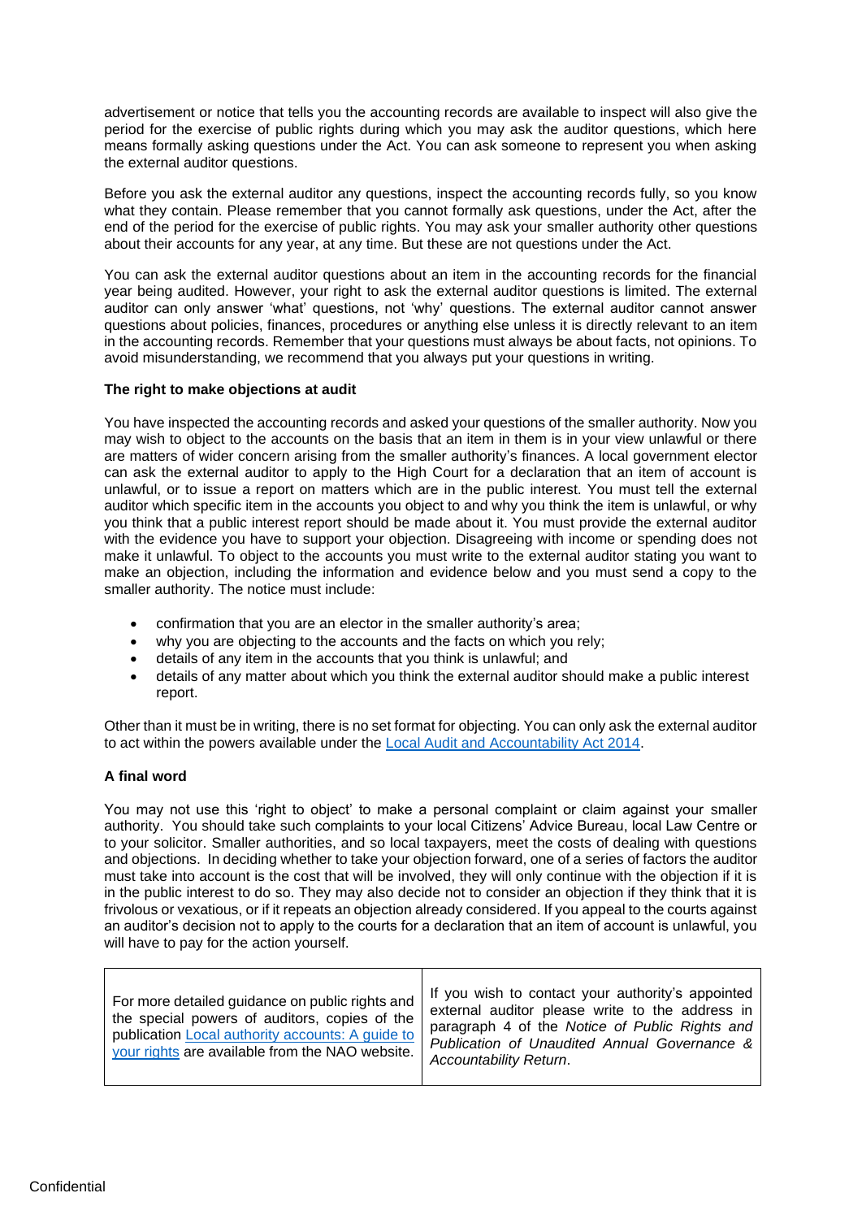advertisement or notice that tells you the accounting records are available to inspect will also give the period for the exercise of public rights during which you may ask the auditor questions, which here means formally asking questions under the Act. You can ask someone to represent you when asking the external auditor questions.

Before you ask the external auditor any questions, inspect the accounting records fully, so you know what they contain. Please remember that you cannot formally ask questions, under the Act, after the end of the period for the exercise of public rights. You may ask your smaller authority other questions about their accounts for any year, at any time. But these are not questions under the Act.

You can ask the external auditor questions about an item in the accounting records for the financial year being audited. However, your right to ask the external auditor questions is limited. The external auditor can only answer 'what' questions, not 'why' questions. The external auditor cannot answer questions about policies, finances, procedures or anything else unless it is directly relevant to an item in the accounting records. Remember that your questions must always be about facts, not opinions. To avoid misunderstanding, we recommend that you always put your questions in writing.

**The right to make objections at audit**

You have inspected the accounting records and asked your questions of the smaller authority. Now you may wish to object to the accounts on the basis that an item in them is in your view unlawful or there are matters of wider concern arising from the smaller authority's finances. A local government elector can ask the external auditor to apply to the High Court for a declaration that an item of account is unlawful, or to issue a report on matters which are in the public interest. You must tell the external auditor which specific item in the accounts you object to and why you think the item is unlawful, or why you think that a public interest report should be made about it. You must provide the external auditor with the evidence you have to support your objection. Disagreeing with income or spending does not make it unlawful. To object to the accounts you must write to the external auditor stating you want to make an objection, including the information and evidence below and you must send a copy to the smaller authority. The notice must include:

- confirmation that you are an elector in the smaller authority's area;
- why you are objecting to the accounts and the facts on which you rely;
- details of any item in the accounts that you think is unlawful; and
- details of any matter about which you think the external auditor should make a public interest report.

Other than it must be in writing, there is no set format for objecting. You can only ask the external auditor to act within the powers available under the Local Audit and Accountability Act 2014.

**A final word**

You may not use this 'right to object' to make a personal complaint or claim against your smaller authority. You should take such complaints to your local Citizens' Advice Bureau, local Law Centre or to your solicitor. Smaller authorities, and so local taxpayers, meet the costs of dealing with questions and objections. In deciding whether to take your objection forward, one of a series of factors the auditor must take into account is the cost that will be involved, they will only continue with the objection if it is in the public interest to do so. They may also decide not to consider an objection if they think that it is frivolous or vexatious, or if it repeats an objection already considered. If you appeal to the courts against an auditor's decision not to apply to the courts for a declaration that an item of account is unlawful, you will have to pay for the action yourself.

| | |
|---|---|
| For more detailed guidance on public rights and the special powers of auditors, copies of the publication Local authority accounts: A guide to your rights are available from the NAO website. | If you wish to contact your authority's appointed external auditor please write to the address in paragraph 4 of the *Notice of Public Rights and Publication of Unaudited Annual Governance & Accountability Return*. |

Confidential